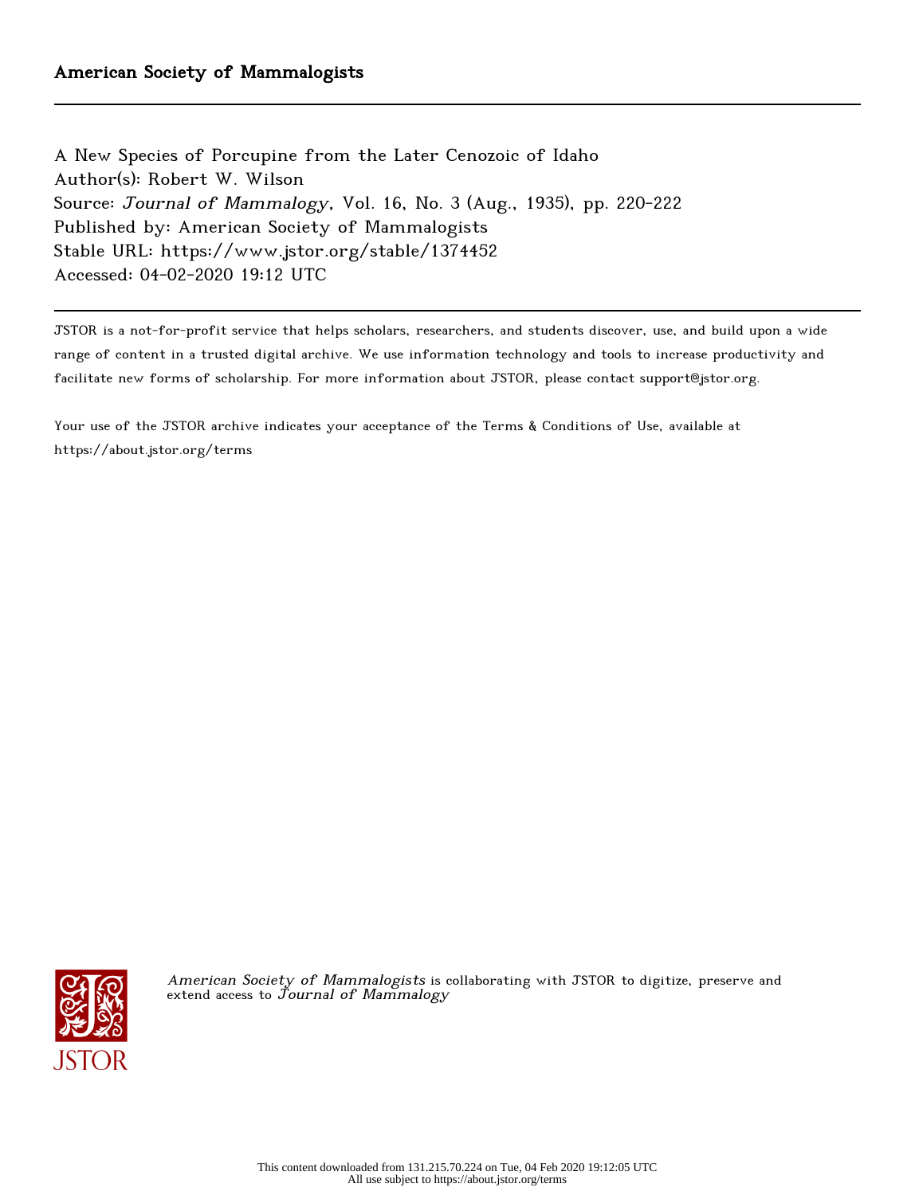American Society of Mammalogists

A New Species of Porcupine from the Later Cenozoic of Idaho
Author(s): Robert W. Wilson
Source: *Journal of Mammalogy*, Vol. 16, No. 3 (Aug., 1935), pp. 220-222
Published by: American Society of Mammalogists
Stable URL: https://www.jstor.org/stable/1374452
Accessed: 04-02-2020 19:12 UTC

JSTOR is a not-for-profit service that helps scholars, researchers, and students discover, use, and build upon a wide range of content in a trusted digital archive. We use information technology and tools to increase productivity and facilitate new forms of scholarship. For more information about JSTOR, please contact support@jstor.org.

Your use of the JSTOR archive indicates your acceptance of the Terms & Conditions of Use, available at https://about.jstor.org/terms

*American Society of Mammalogists* is collaborating with JSTOR to digitize, preserve and extend access to *Journal of Mammalogy*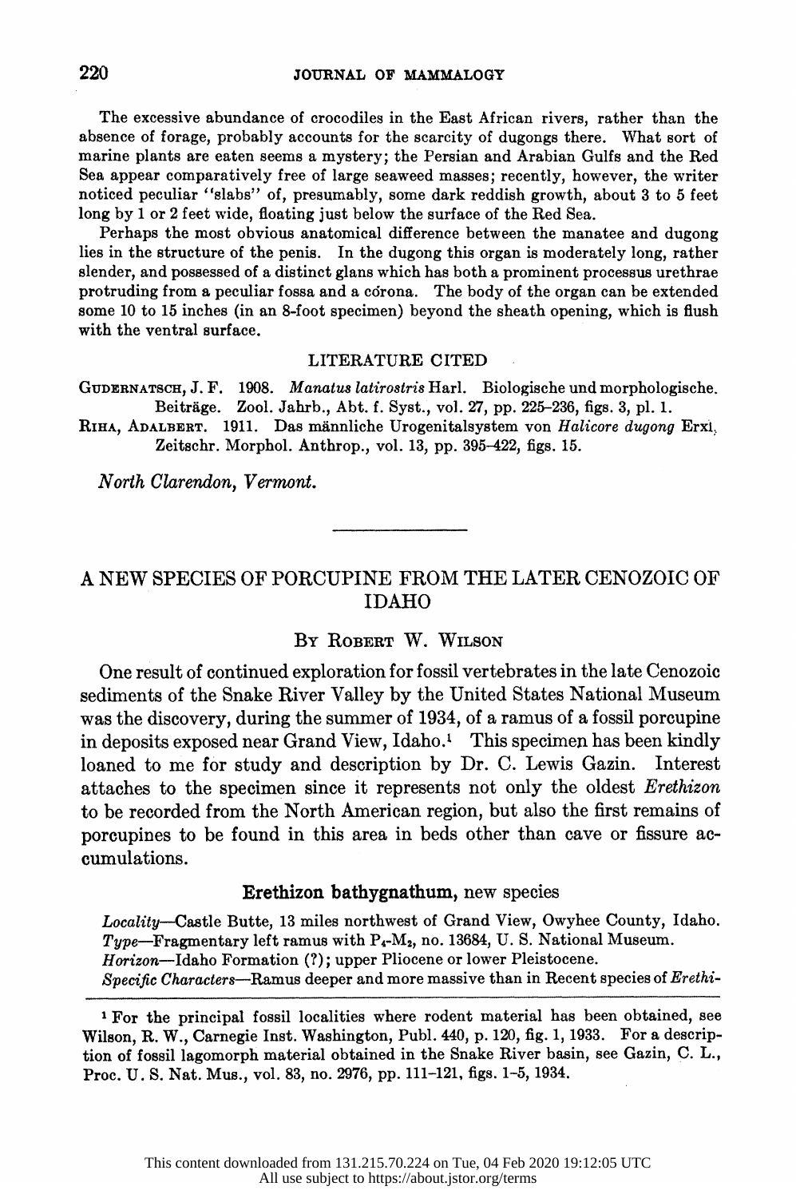The excessive abundance of crocodiles in the East African rivers, rather than the absence of forage, probably accounts for the scarcity of dugongs there. What sort of marine plants are eaten seems a mystery; the Persian and Arabian Gulfs and the Red Sea appear comparatively free of large seaweed masses; recently, however, the writer noticed peculiar "slabs" of, presumably, some dark reddish growth, about 3 to 5 feet long by 1 or 2 feet wide, floating just below the surface of the Red Sea.

Perhaps the most obvious anatomical difference between the manatee and dugong lies in the structure of the penis. In the dugong this organ is moderately long, rather slender, and possessed of a distinct glans which has both a prominent processus urethrae protruding from a peculiar fossa and a córona. The body of the organ can be extended some 10 to 15 inches (in an 8-foot specimen) beyond the sheath opening, which is flush with the ventral surface.

## LITERATURE CITED

Gudernatsch, J. F. 1908. *Manatus latirostris* Harl. Biologische und morphologische. Beiträge. Zool. Jahrb., Abt. f. Syst., vol. 27, pp. 225–236, figs. 3, pl. 1.

Riha, Adalbert. 1911. Das männliche Urogenitalsystem von *Halicore dugong* Erxl. Zeitschr. Morphol. Anthrop., vol. 13, pp. 395–422, figs. 15.

*North Clarendon, Vermont.*

---

# A NEW SPECIES OF PORCUPINE FROM THE LATER CENOZOIC OF IDAHO

By Robert W. Wilson

One result of continued exploration for fossil vertebrates in the late Cenozoic sediments of the Snake River Valley by the United States National Museum was the discovery, during the summer of 1934, of a ramus of a fossil porcupine in deposits exposed near Grand View, Idaho.[1] This specimen has been kindly loaned to me for study and description by Dr. C. Lewis Gazin. Interest attaches to the specimen since it represents not only the oldest *Erethizon* to be recorded from the North American region, but also the first remains of porcupines to be found in this area in beds other than cave or fissure accumulations.

### Erethizon bathygnathum, new species

*Locality*—Castle Butte, 13 miles northwest of Grand View, Owyhee County, Idaho.
*Type*—Fragmentary left ramus with $P_4$-$M_2$, no. 13684, U. S. National Museum.
*Horizon*—Idaho Formation (?); upper Pliocene or lower Pleistocene.
*Specific Characters*—Ramus deeper and more massive than in Recent species of *Erethi-*

[1] For the principal fossil localities where rodent material has been obtained, see Wilson, R. W., Carnegie Inst. Washington, Publ. 440, p. 120, fig. 1, 1933. For a description of fossil lagomorph material obtained in the Snake River basin, see Gazin, C. L., Proc. U. S. Nat. Mus., vol. 83, no. 2976, pp. 111–121, figs. 1–5, 1934.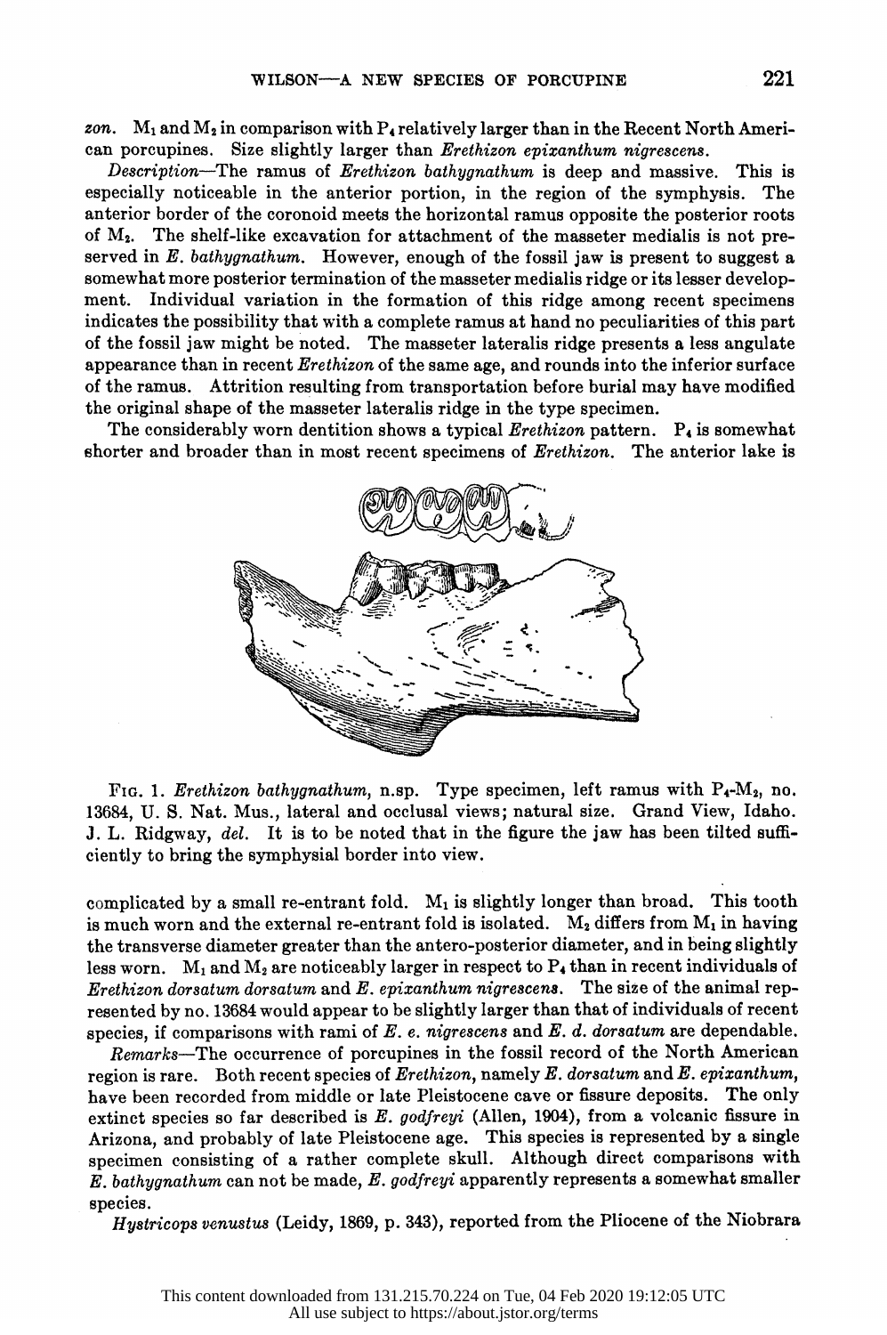*zon*. $M_1$ and $M_2$ in comparison with $P_4$ relatively larger than in the Recent North American porcupines. Size slightly larger than *Erethizon epixanthum nigrescens*.

*Description*—The ramus of *Erethizon bathygnathum* is deep and massive. This is especially noticeable in the anterior portion, in the region of the symphysis. The anterior border of the coronoid meets the horizontal ramus opposite the posterior roots of $M_2$. The shelf-like excavation for attachment of the masseter medialis is not preserved in *E. bathygnathum*. However, enough of the fossil jaw is present to suggest a somewhat more posterior termination of the masseter medialis ridge or its lesser development. Individual variation in the formation of this ridge among recent specimens indicates the possibility that with a complete ramus at hand no peculiarities of this part of the fossil jaw might be noted. The masseter lateralis ridge presents a less angulate appearance than in recent *Erethizon* of the same age, and rounds into the inferior surface of the ramus. Attrition resulting from transportation before burial may have modified the original shape of the masseter lateralis ridge in the type specimen.

The considerably worn dentition shows a typical *Erethizon* pattern. $P_4$ is somewhat shorter and broader than in most recent specimens of *Erethizon*. The anterior lake is complicated by a small re-entrant fold. $M_1$ is slightly longer than broad. This tooth is much worn and the external re-entrant fold is isolated. $M_2$ differs from $M_1$ in having the transverse diameter greater than the antero-posterior diameter, and in being slightly less worn. $M_1$ and $M_2$ are noticeably larger in respect to $P_4$ than in recent individuals of *Erethizon dorsatum dorsatum* and *E. epixanthum nigrescens*. The size of the animal represented by no. 13684 would appear to be slightly larger than that of individuals of recent species, if comparisons with rami of *E. e. nigrescens* and *E. d. dorsatum* are dependable.

FIG. 1. *Erethizon bathygnathum*, n.sp. Type specimen, left ramus with $P_4$-$M_2$, no. 13684, U. S. Nat. Mus., lateral and occlusal views; natural size. Grand View, Idaho. J. L. Ridgway, *del.* It is to be noted that in the figure the jaw has been tilted sufficiently to bring the symphysial border into view.

*Remarks*—The occurrence of porcupines in the fossil record of the North American region is rare. Both recent species of *Erethizon*, namely *E. dorsatum* and *E. epixanthum*, have been recorded from middle or late Pleistocene cave or fissure deposits. The only extinct species so far described is *E. godfreyi* (Allen, 1904), from a volcanic fissure in Arizona, and probably of late Pleistocene age. This species is represented by a single specimen consisting of a rather complete skull. Although direct comparisons with *E. bathygnathum* can not be made, *E. godfreyi* apparently represents a somewhat smaller species.

*Hystricops venustus* (Leidy, 1869, p. 343), reported from the Pliocene of the Niobrara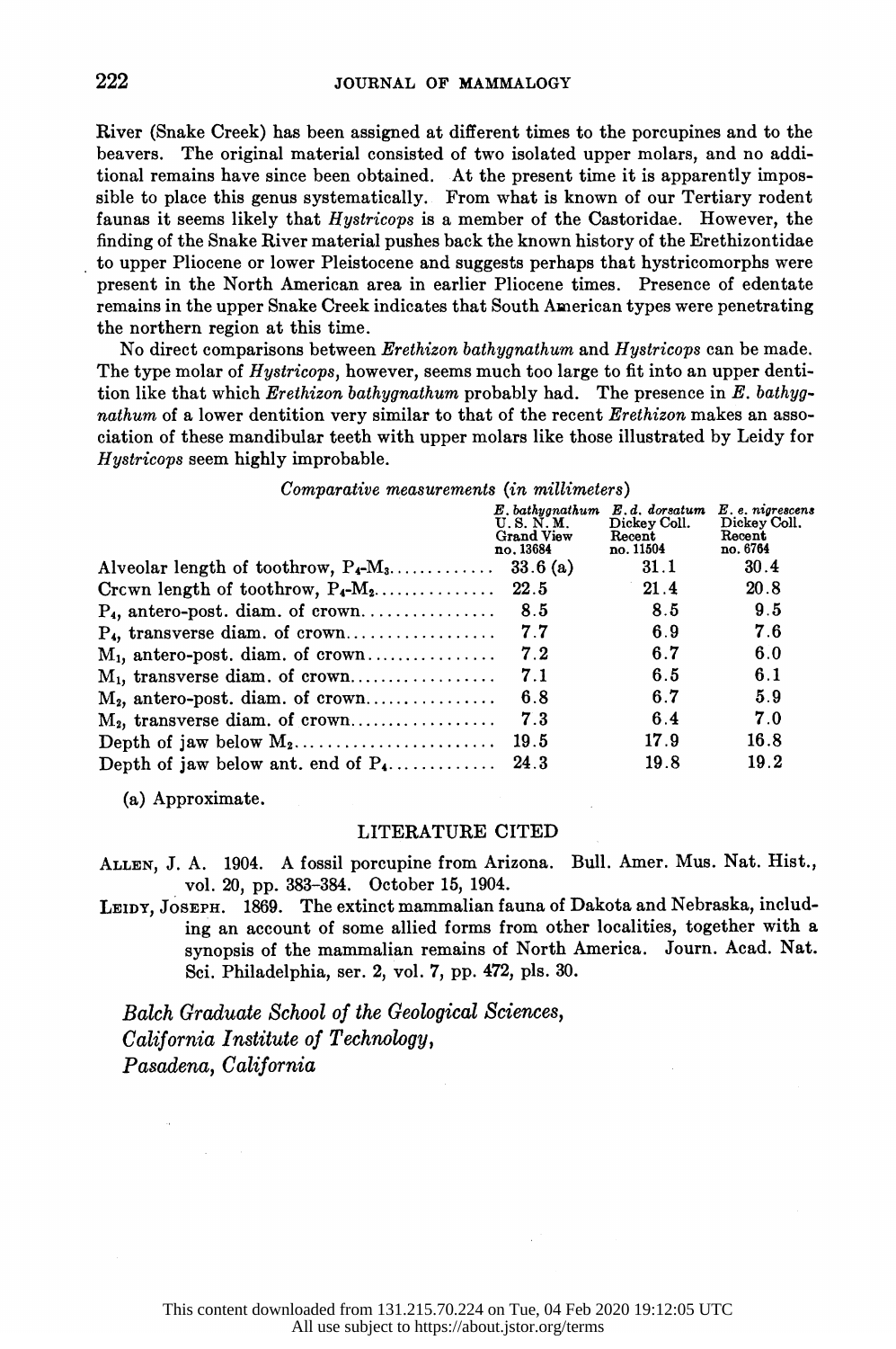River (Snake Creek) has been assigned at different times to the porcupines and to the beavers. The original material consisted of two isolated upper molars, and no additional remains have since been obtained. At the present time it is apparently impossible to place this genus systematically. From what is known of our Tertiary rodent faunas it seems likely that *Hystricops* is a member of the Castoridae. However, the finding of the Snake River material pushes back the known history of the Erethizontidae to upper Pliocene or lower Pleistocene and suggests perhaps that hystricomorphs were present in the North American area in earlier Pliocene times. Presence of edentate remains in the upper Snake Creek indicates that South American types were penetrating the northern region at this time.

No direct comparisons between *Erethizon bathygnathum* and *Hystricops* can be made. The type molar of *Hystricops*, however, seems much too large to fit into an upper dentition like that which *Erethizon bathygnathum* probably had. The presence in *E. bathygnathum* of a lower dentition very similar to that of the recent *Erethizon* makes an association of these mandibular teeth with upper molars like those illustrated by Leidy for *Hystricops* seem highly improbable.

*Comparative measurements (in millimeters)*

| | *E. bathygnathum* U. S. N. M. Grand View no. 13684 | *E. d. dorsatum* Dickey Coll. Recent no. 11504 | *E. e. nigrescens* Dickey Coll. Recent no. 6764 |
|---|---|---|---|
| Alveolar length of toothrow, $P_4$-$M_3$ | 33.6 (a) | 31.1 | 30.4 |
| Crcwn length of toothrow, $P_4$-$M_2$ | 22.5 | 21.4 | 20.8 |
| $P_4$, antero-post. diam. of crown | 8.5 | 8.5 | 9.5 |
| $P_4$, transverse diam. of crown | 7.7 | 6.9 | 7.6 |
| $M_1$, antero-post. diam. of crown | 7.2 | 6.7 | 6.0 |
| $M_1$, transverse diam. of crown | 7.1 | 6.5 | 6.1 |
| $M_2$, antero-post. diam. of crown | 6.8 | 6.7 | 5.9 |
| $M_2$, transverse diam. of crown | 7.3 | 6.4 | 7.0 |
| Depth of jaw below $M_2$ | 19.5 | 17.9 | 16.8 |
| Depth of jaw below ant. end of $P_4$ | 24.3 | 19.8 | 19.2 |

(a) Approximate.

## LITERATURE CITED

ALLEN, J. A. 1904. A fossil porcupine from Arizona. Bull. Amer. Mus. Nat. Hist., vol. 20, pp. 383–384. October 15, 1904.

LEIDY, JOSEPH. 1869. The extinct mammalian fauna of Dakota and Nebraska, including an account of some allied forms from other localities, together with a synopsis of the mammalian remains of North America. Journ. Acad. Nat. Sci. Philadelphia, ser. 2, vol. 7, pp. 472, pls. 30.

*Balch Graduate School of the Geological Sciences,*
*California Institute of Technology,*
*Pasadena, California*